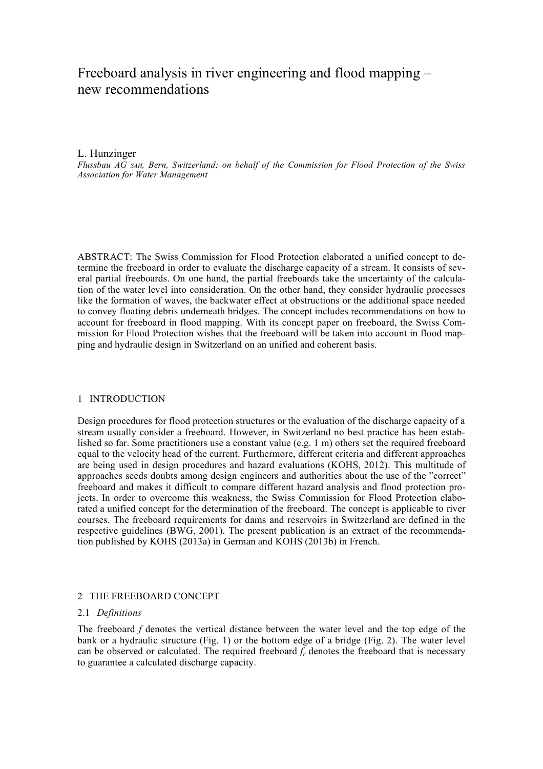# Freeboard analysis in river engineering and flood mapping – new recommendations

L. Hunzinger

*Flussbau AG SAH, Bern, Switzerland; on behalf of the Commission for Flood Protection of the Swiss Association for Water Management*

ABSTRACT: The Swiss Commission for Flood Protection elaborated a unified concept to determine the freeboard in order to evaluate the discharge capacity of a stream. It consists of several partial freeboards. On one hand, the partial freeboards take the uncertainty of the calculation of the water level into consideration. On the other hand, they consider hydraulic processes like the formation of waves, the backwater effect at obstructions or the additional space needed to convey floating debris underneath bridges. The concept includes recommendations on how to account for freeboard in flood mapping. With its concept paper on freeboard, the Swiss Commission for Flood Protection wishes that the freeboard will be taken into account in flood mapping and hydraulic design in Switzerland on an unified and coherent basis.

## 1 INTRODUCTION

Design procedures for flood protection structures or the evaluation of the discharge capacity of a stream usually consider a freeboard. However, in Switzerland no best practice has been established so far. Some practitioners use a constant value (e.g. 1 m) others set the required freeboard equal to the velocity head of the current. Furthermore, different criteria and different approaches are being used in design procedures and hazard evaluations (KOHS, 2012). This multitude of approaches seeds doubts among design engineers and authorities about the use of the "correct" freeboard and makes it difficult to compare different hazard analysis and flood protection projects. In order to overcome this weakness, the Swiss Commission for Flood Protection elaborated a unified concept for the determination of the freeboard. The concept is applicable to river courses. The freeboard requirements for dams and reservoirs in Switzerland are defined in the respective guidelines (BWG, 2001). The present publication is an extract of the recommendation published by KOHS (2013a) in German and KOHS (2013b) in French.

## 2 THE FREEBOARD CONCEPT

### 2.1 *Definitions*

The freeboard $f$ denotes the vertical distance between the water level and the top edge of the bank or a hydraulic structure (Fig. 1) or the bottom edge of a bridge (Fig. 2). The water level can be observed or calculated. The required freeboard $f_r$ denotes the freeboard that is necessary to guarantee a calculated discharge capacity.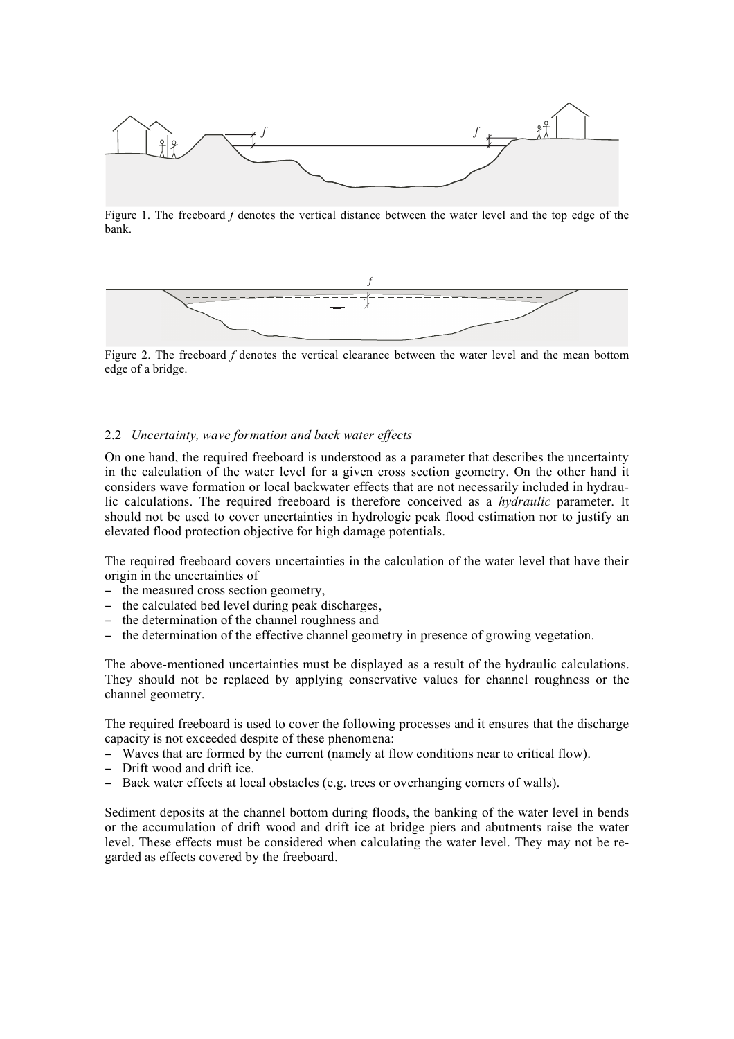Figure 1. The freeboard $f$ denotes the vertical distance between the water level and the top edge of the bank.

Figure 2. The freeboard $f$ denotes the vertical clearance between the water level and the mean bottom edge of a bridge.

### 2.2 *Uncertainty, wave formation and back water effects*

On one hand, the required freeboard is understood as a parameter that describes the uncertainty in the calculation of the water level for a given cross section geometry. On the other hand it considers wave formation or local backwater effects that are not necessarily included in hydraulic calculations. The required freeboard is therefore conceived as a *hydraulic* parameter. It should not be used to cover uncertainties in hydrologic peak flood estimation nor to justify an elevated flood protection objective for high damage potentials.

The required freeboard covers uncertainties in the calculation of the water level that have their origin in the uncertainties of

- the measured cross section geometry,
- the calculated bed level during peak discharges,
- the determination of the channel roughness and
- the determination of the effective channel geometry in presence of growing vegetation.

The above-mentioned uncertainties must be displayed as a result of the hydraulic calculations. They should not be replaced by applying conservative values for channel roughness or the channel geometry.

The required freeboard is used to cover the following processes and it ensures that the discharge capacity is not exceeded despite of these phenomena:

- Waves that are formed by the current (namely at flow conditions near to critical flow).
- Drift wood and drift ice.
- Back water effects at local obstacles (e.g. trees or overhanging corners of walls).

Sediment deposits at the channel bottom during floods, the banking of the water level in bends or the accumulation of drift wood and drift ice at bridge piers and abutments raise the water level. These effects must be considered when calculating the water level. They may not be regarded as effects covered by the freeboard.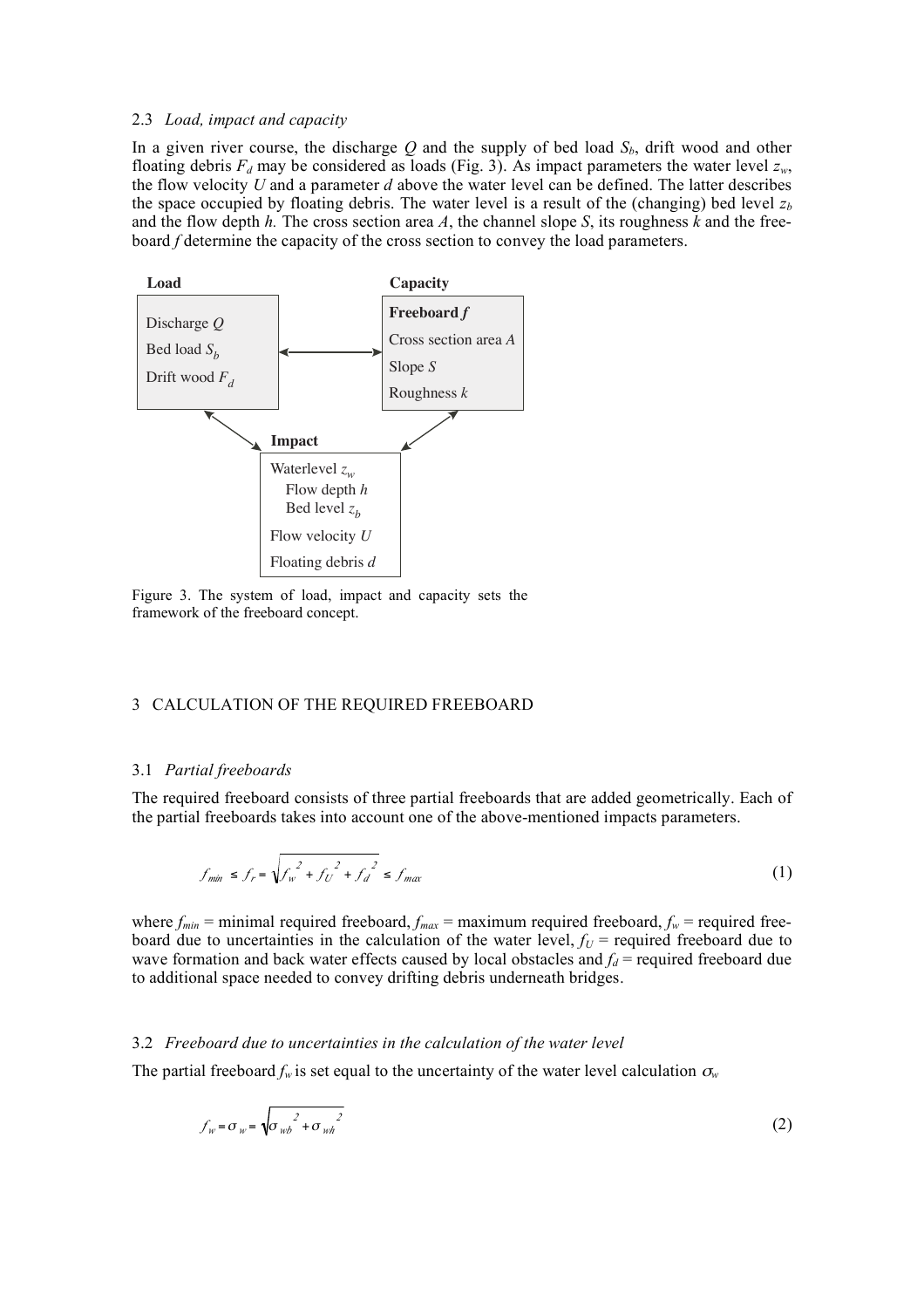### 2.3 *Load, impact and capacity*

In a given river course, the discharge $Q$ and the supply of bed load $S_b$, drift wood and other floating debris $F_d$ may be considered as loads (Fig. 3). As impact parameters the water level $z_w$, the flow velocity $U$ and a parameter $d$ above the water level can be defined. The latter describes the space occupied by floating debris. The water level is a result of the (changing) bed level $z_b$ and the flow depth $h$. The cross section area $A$, the channel slope $S$, its roughness $k$ and the free-board $f$ determine the capacity of the cross section to convey the load parameters.

**Load**

Discharge $Q$
Bed load $S_b$
Drift wood $F_d$

**Capacity**

**Freeboard** $f$
Cross section area $A$
Slope $S$
Roughness $k$

**Impact**

Waterlevel $z_w$
Flow depth $h$
Bed level $z_b$
Flow velocity $U$
Floating debris $d$

Figure 3. The system of load, impact and capacity sets the framework of the freeboard concept.

## 3 CALCULATION OF THE REQUIRED FREEBOARD

### 3.1 *Partial freeboards*

The required freeboard consists of three partial freeboards that are added geometrically. Each of the partial freeboards takes into account one of the above-mentioned impacts parameters.

$$f_{min} \leq f_r = \sqrt{f_w^{\,2} + f_U^{\,2} + f_d^{\,2}} \leq f_{max} \tag{1}$$

where $f_{min}$ = minimal required freeboard, $f_{max}$ = maximum required freeboard, $f_w$ = required free-board due to uncertainties in the calculation of the water level, $f_U$ = required freeboard due to wave formation and back water effects caused by local obstacles and $f_d$ = required freeboard due to additional space needed to convey drifting debris underneath bridges.

### 3.2 *Freeboard due to uncertainties in the calculation of the water level*

The partial freeboard $f_w$ is set equal to the uncertainty of the water level calculation $\sigma_w$

$$f_w = \sigma_w = \sqrt{\sigma_{wb}^{\,2} + \sigma_{wh}^{\,2}} \tag{2}$$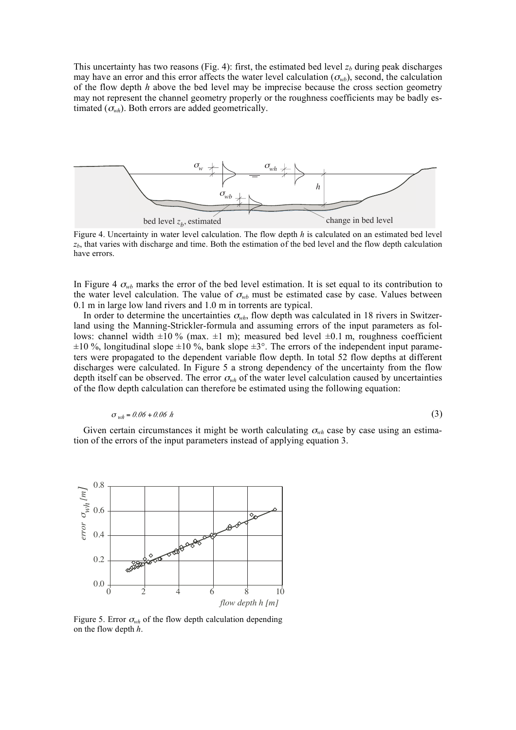This uncertainty has two reasons (Fig. 4): first, the estimated bed level $z_b$ during peak discharges may have an error and this error affects the water level calculation ($\sigma_{wb}$), second, the calculation of the flow depth $h$ above the bed level may be imprecise because the cross section geometry may not represent the channel geometry properly or the roughness coefficients may be badly estimated ($\sigma_{wh}$). Both errors are added geometrically.

Figure 4. Uncertainty in water level calculation. The flow depth $h$ is calculated on an estimated bed level $z_b$, that varies with discharge and time. Both the estimation of the bed level and the flow depth calculation have errors.

In Figure 4 $\sigma_{wb}$ marks the error of the bed level estimation. It is set equal to its contribution to the water level calculation. The value of $\sigma_{wb}$ must be estimated case by case. Values between 0.1 m in large low land rivers and 1.0 m in torrents are typical.

In order to determine the uncertainties $\sigma_{wh}$, flow depth was calculated in 18 rivers in Switzerland using the Manning-Strickler-formula and assuming errors of the input parameters as follows: channel width ±10 % (max. ±1 m); measured bed level ±0.1 m, roughness coefficient ±10 %, longitudinal slope ±10 %, bank slope ±3°. The errors of the independent input parameters were propagated to the dependent variable flow depth. In total 52 flow depths at different discharges were calculated. In Figure 5 a strong dependency of the uncertainty from the flow depth itself can be observed. The error $\sigma_{wh}$ of the water level calculation caused by uncertainties of the flow depth calculation can therefore be estimated using the following equation:

$$\sigma_{wh} = 0.06 + 0.06\ h \tag{3}$$

Given certain circumstances it might be worth calculating $\sigma_{wh}$ case by case using an estimation of the errors of the input parameters instead of applying equation 3.

Figure 5. Error $\sigma_{wh}$ of the flow depth calculation depending on the flow depth $h$.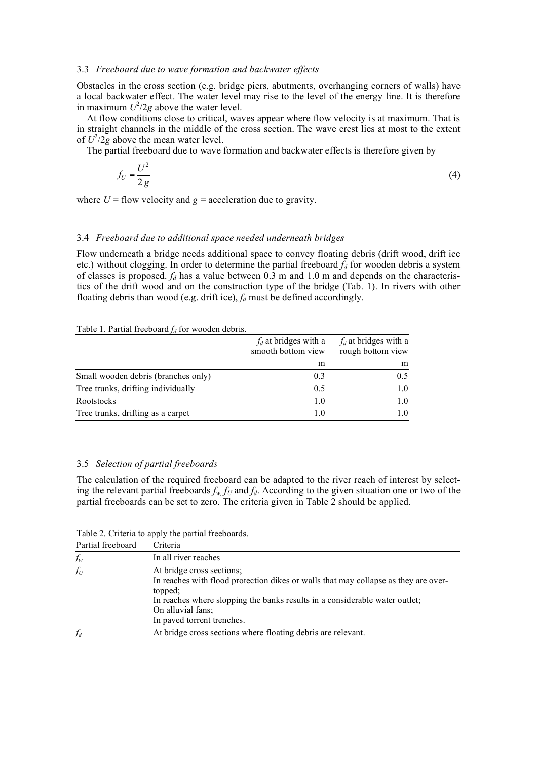### 3.3 *Freeboard due to wave formation and backwater effects*

Obstacles in the cross section (e.g. bridge piers, abutments, overhanging corners of walls) have a local backwater effect. The water level may rise to the level of the energy line. It is therefore in maximum $U^2/2g$ above the water level.

At flow conditions close to critical, waves appear where flow velocity is at maximum. That is in straight channels in the middle of the cross section. The wave crest lies at most to the extent of $U^2/2g$ above the mean water level.

The partial freeboard due to wave formation and backwater effects is therefore given by

$$f_U = \frac{U^2}{2g} \tag{4}$$

where $U$ = flow velocity and $g$ = acceleration due to gravity.

### 3.4 *Freeboard due to additional space needed underneath bridges*

Flow underneath a bridge needs additional space to convey floating debris (drift wood, drift ice etc.) without clogging. In order to determine the partial freeboard $f_d$ for wooden debris a system of classes is proposed. $f_d$ has a value between 0.3 m and 1.0 m and depends on the characteristics of the drift wood and on the construction type of the bridge (Tab. 1). In rivers with other floating debris than wood (e.g. drift ice), $f_d$ must be defined accordingly.

Table 1. Partial freeboard $f_d$ for wooden debris.

| | $f_d$ at bridges with a smooth bottom view | $f_d$ at bridges with a rough bottom view |
|---|---|---|
| | m | m |
| Small wooden debris (branches only) | 0.3 | 0.5 |
| Tree trunks, drifting individually | 0.5 | 1.0 |
| Rootstocks | 1.0 | 1.0 |
| Tree trunks, drifting as a carpet | 1.0 | 1.0 |

### 3.5 *Selection of partial freeboards*

The calculation of the required freeboard can be adapted to the river reach of interest by selecting the relevant partial freeboards $f_w$, $f_U$ and $f_d$. According to the given situation one or two of the partial freeboards can be set to zero. The criteria given in Table 2 should be applied.

Table 2. Criteria to apply the partial freeboards.

| Partial freeboard | Criteria |
|---|---|
| $f_w$ | In all river reaches |
| $f_U$ | At bridge cross sections;<br>In reaches with flood protection dikes or walls that may collapse as they are overtopped;<br>In reaches where slopping the banks results in a considerable water outlet;<br>On alluvial fans;<br>In paved torrent trenches. |
| $f_d$ | At bridge cross sections where floating debris are relevant. |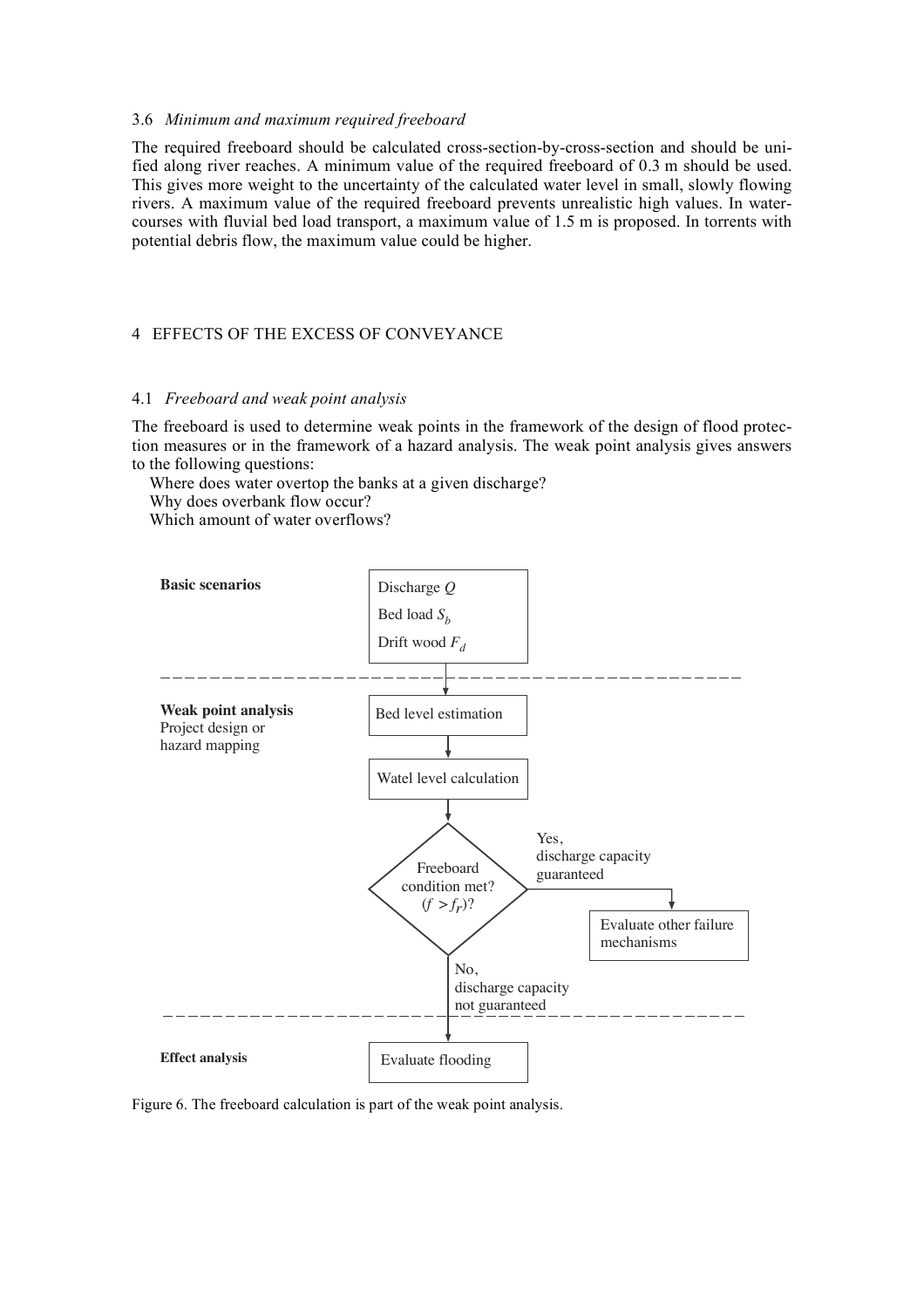### 3.6 *Minimum and maximum required freeboard*

The required freeboard should be calculated cross-section-by-cross-section and should be unified along river reaches. A minimum value of the required freeboard of 0.3 m should be used. This gives more weight to the uncertainty of the calculated water level in small, slowly flowing rivers. A maximum value of the required freeboard prevents unrealistic high values. In watercourses with fluvial bed load transport, a maximum value of 1.5 m is proposed. In torrents with potential debris flow, the maximum value could be higher.

## 4 EFFECTS OF THE EXCESS OF CONVEYANCE

### 4.1 *Freeboard and weak point analysis*

The freeboard is used to determine weak points in the framework of the design of flood protection measures or in the framework of a hazard analysis. The weak point analysis gives answers to the following questions:

Where does water overtop the banks at a given discharge?
Why does overbank flow occur?
Which amount of water overflows?

**Basic scenarios**

Discharge $Q$
Bed load $S_b$
Drift wood $F_d$

**Weak point analysis**
Project design or hazard mapping

Bed level estimation → Watel level calculation → Freeboard condition met? ($f > f_r$)?

Yes, discharge capacity guaranteed → Evaluate other failure mechanisms

No, discharge capacity not guaranteed → 

**Effect analysis**

Evaluate flooding

Figure 6. The freeboard calculation is part of the weak point analysis.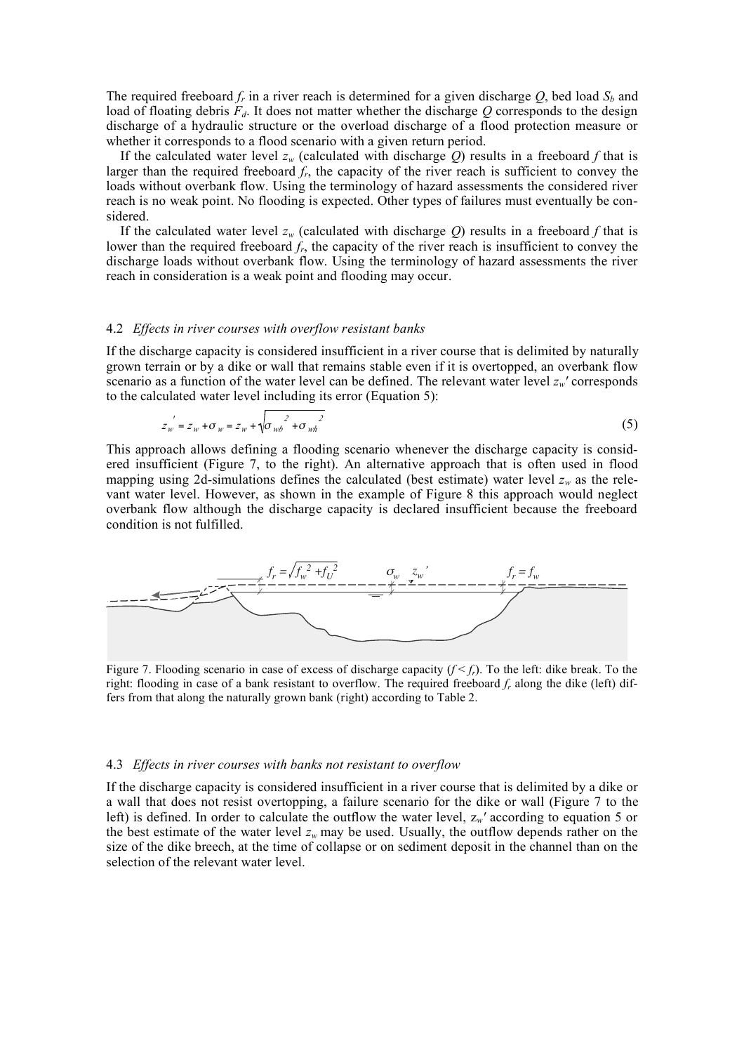The required freeboard $f_r$ in a river reach is determined for a given discharge $Q$, bed load $S_b$ and load of floating debris $F_d$. It does not matter whether the discharge $Q$ corresponds to the design discharge of a hydraulic structure or the overload discharge of a flood protection measure or whether it corresponds to a flood scenario with a given return period.

If the calculated water level $z_w$ (calculated with discharge $Q$) results in a freeboard $f$ that is larger than the required freeboard $f_r$, the capacity of the river reach is sufficient to convey the loads without overbank flow. Using the terminology of hazard assessments the considered river reach is no weak point. No flooding is expected. Other types of failures must eventually be considered.

If the calculated water level $z_w$ (calculated with discharge $Q$) results in a freeboard $f$ that is lower than the required freeboard $f_r$, the capacity of the river reach is insufficient to convey the discharge loads without overbank flow. Using the terminology of hazard assessments the river reach in consideration is a weak point and flooding may occur.

### 4.2 *Effects in river courses with overflow resistant banks*

If the discharge capacity is considered insufficient in a river course that is delimited by naturally grown terrain or by a dike or wall that remains stable even if it is overtopped, an overbank flow scenario as a function of the water level can be defined. The relevant water level $z_w'$ corresponds to the calculated water level including its error (Equation 5):

$$z_w' = z_w + \sigma_w = z_w + \sqrt{\sigma_{wb}^2 + \sigma_{wh}^2} \tag{5}$$

This approach allows defining a flooding scenario whenever the discharge capacity is considered insufficient (Figure 7, to the right). An alternative approach that is often used in flood mapping using 2d-simulations defines the calculated (best estimate) water level $z_w$ as the relevant water level. However, as shown in the example of Figure 8 this approach would neglect overbank flow although the discharge capacity is declared insufficient because the freeboard condition is not fulfilled.

Figure 7. Flooding scenario in case of excess of discharge capacity ($f < f_r$). To the left: dike break. To the right: flooding in case of a bank resistant to overflow. The required freeboard $f_r$ along the dike (left) differs from that along the naturally grown bank (right) according to Table 2.

### 4.3 *Effects in river courses with banks not resistant to overflow*

If the discharge capacity is considered insufficient in a river course that is delimited by a dike or a wall that does not resist overtopping, a failure scenario for the dike or wall (Figure 7 to the left) is defined. In order to calculate the outflow the water level, $z_w'$ according to equation 5 or the best estimate of the water level $z_w$ may be used. Usually, the outflow depends rather on the size of the dike breech, at the time of collapse or on sediment deposit in the channel than on the selection of the relevant water level.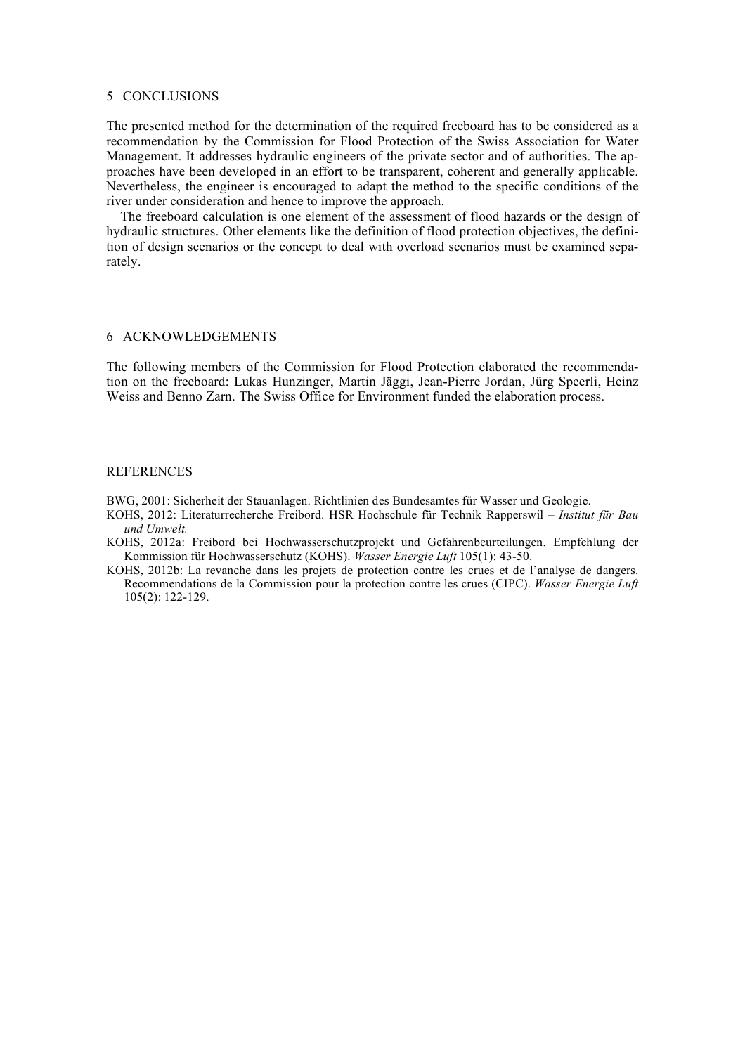## 5 CONCLUSIONS

The presented method for the determination of the required freeboard has to be considered as a recommendation by the Commission for Flood Protection of the Swiss Association for Water Management. It addresses hydraulic engineers of the private sector and of authorities. The approaches have been developed in an effort to be transparent, coherent and generally applicable. Nevertheless, the engineer is encouraged to adapt the method to the specific conditions of the river under consideration and hence to improve the approach.

The freeboard calculation is one element of the assessment of flood hazards or the design of hydraulic structures. Other elements like the definition of flood protection objectives, the definition of design scenarios or the concept to deal with overload scenarios must be examined separately.

## 6 ACKNOWLEDGEMENTS

The following members of the Commission for Flood Protection elaborated the recommendation on the freeboard: Lukas Hunzinger, Martin Jäggi, Jean-Pierre Jordan, Jürg Speerli, Heinz Weiss and Benno Zarn. The Swiss Office for Environment funded the elaboration process.

## REFERENCES

BWG, 2001: Sicherheit der Stauanlagen. Richtlinien des Bundesamtes für Wasser und Geologie.

KOHS, 2012: Literaturrecherche Freibord. HSR Hochschule für Technik Rapperswil – *Institut für Bau und Umwelt.*

KOHS, 2012a: Freibord bei Hochwasserschutzprojekt und Gefahrenbeurteilungen. Empfehlung der Kommission für Hochwasserschutz (KOHS). *Wasser Energie Luft* 105(1): 43-50.

KOHS, 2012b: La revanche dans les projets de protection contre les crues et de l'analyse de dangers. Recommendations de la Commission pour la protection contre les crues (CIPC). *Wasser Energie Luft* 105(2): 122-129.